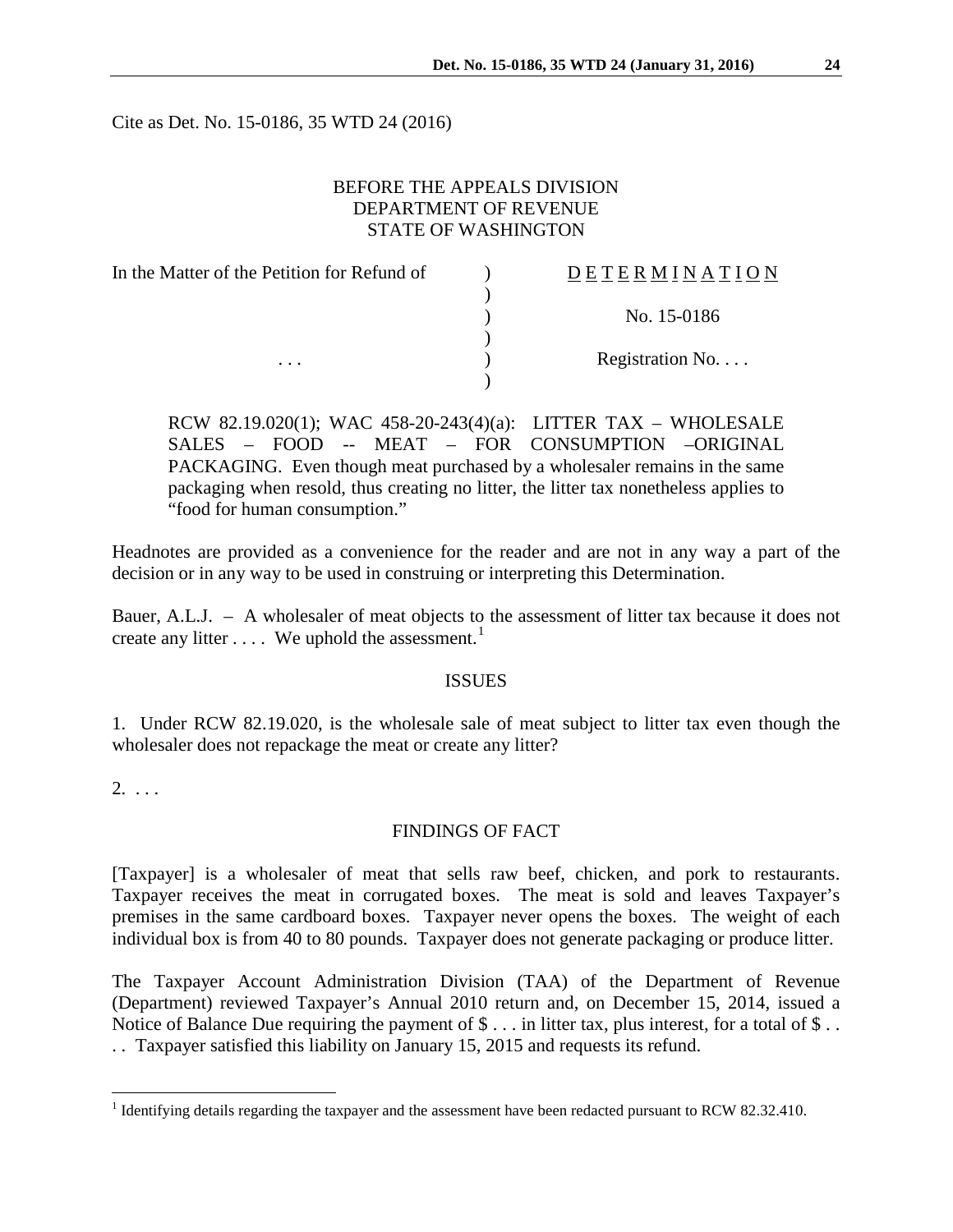Cite as Det. No. 15-0186, 35 WTD 24 (2016)

BEFORE THE APPEALS DIVISION
DEPARTMENT OF REVENUE
STATE OF WASHINGTON

| In the Matter of the Petition for Refund of | ) | D E T E R M I N A T I O N |
|---|---|---|
| | ) | |
| | ) | No. 15-0186 |
| | ) | |
| . . . | ) | Registration No. . . . |
| | ) | |

RCW 82.19.020(1); WAC 458-20-243(4)(a): LITTER TAX – WHOLESALE SALES – FOOD -- MEAT – FOR CONSUMPTION –ORIGINAL PACKAGING. Even though meat purchased by a wholesaler remains in the same packaging when resold, thus creating no litter, the litter tax nonetheless applies to "food for human consumption."

Headnotes are provided as a convenience for the reader and are not in any way a part of the decision or in any way to be used in construing or interpreting this Determination.

Bauer, A.L.J. – A wholesaler of meat objects to the assessment of litter tax because it does not create any litter . . . . We uphold the assessment.[1]

## ISSUES

1. Under RCW 82.19.020, is the wholesale sale of meat subject to litter tax even though the wholesaler does not repackage the meat or create any litter?

2. . . .

## FINDINGS OF FACT

[Taxpayer] is a wholesaler of meat that sells raw beef, chicken, and pork to restaurants. Taxpayer receives the meat in corrugated boxes. The meat is sold and leaves Taxpayer's premises in the same cardboard boxes. Taxpayer never opens the boxes. The weight of each individual box is from 40 to 80 pounds. Taxpayer does not generate packaging or produce litter.

The Taxpayer Account Administration Division (TAA) of the Department of Revenue (Department) reviewed Taxpayer's Annual 2010 return and, on December 15, 2014, issued a Notice of Balance Due requiring the payment of $ . . . in litter tax, plus interest, for a total of $ . . . . Taxpayer satisfied this liability on January 15, 2015 and requests its refund.

[1] Identifying details regarding the taxpayer and the assessment have been redacted pursuant to RCW 82.32.410.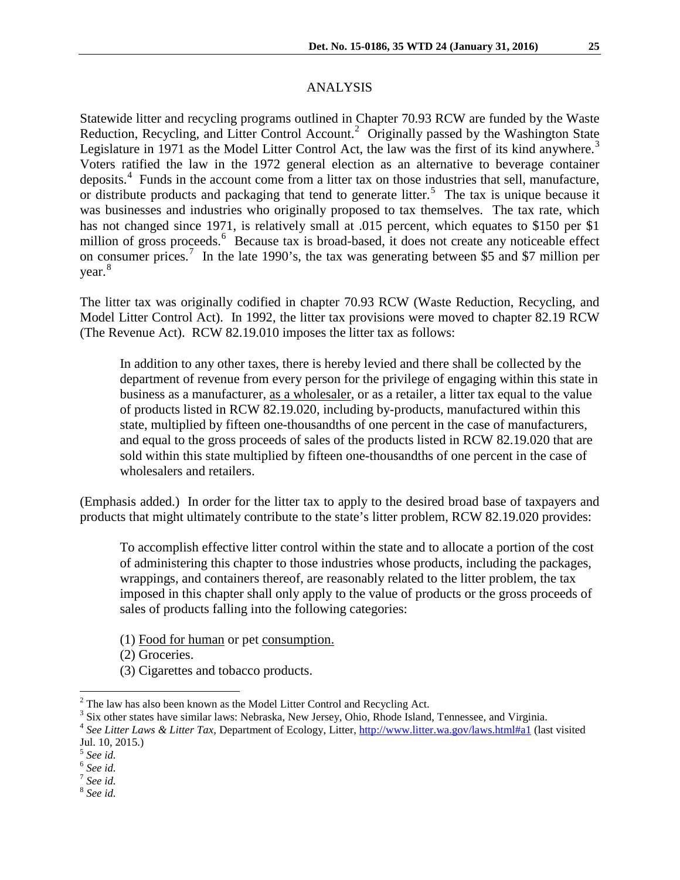## ANALYSIS

Statewide litter and recycling programs outlined in Chapter 70.93 RCW are funded by the Waste Reduction, Recycling, and Litter Control Account.[2] Originally passed by the Washington State Legislature in 1971 as the Model Litter Control Act, the law was the first of its kind anywhere.[3] Voters ratified the law in the 1972 general election as an alternative to beverage container deposits.[4] Funds in the account come from a litter tax on those industries that sell, manufacture, or distribute products and packaging that tend to generate litter.[5] The tax is unique because it was businesses and industries who originally proposed to tax themselves. The tax rate, which has not changed since 1971, is relatively small at .015 percent, which equates to $150 per $1 million of gross proceeds.[6] Because tax is broad-based, it does not create any noticeable effect on consumer prices.[7] In the late 1990's, the tax was generating between $5 and $7 million per year.[8]

The litter tax was originally codified in chapter 70.93 RCW (Waste Reduction, Recycling, and Model Litter Control Act). In 1992, the litter tax provisions were moved to chapter 82.19 RCW (The Revenue Act). RCW 82.19.010 imposes the litter tax as follows:

> In addition to any other taxes, there is hereby levied and there shall be collected by the department of revenue from every person for the privilege of engaging within this state in business as a manufacturer, <u>as a wholesaler</u>, or as a retailer, a litter tax equal to the value of products listed in RCW 82.19.020, including by-products, manufactured within this state, multiplied by fifteen one-thousandths of one percent in the case of manufacturers, and equal to the gross proceeds of sales of the products listed in RCW 82.19.020 that are sold within this state multiplied by fifteen one-thousandths of one percent in the case of wholesalers and retailers.

(Emphasis added.) In order for the litter tax to apply to the desired broad base of taxpayers and products that might ultimately contribute to the state's litter problem, RCW 82.19.020 provides:

> To accomplish effective litter control within the state and to allocate a portion of the cost of administering this chapter to those industries whose products, including the packages, wrappings, and containers thereof, are reasonably related to the litter problem, the tax imposed in this chapter shall only apply to the value of products or the gross proceeds of sales of products falling into the following categories:
>
> (1) <u>Food for human</u> or pet <u>consumption.</u>
> (2) Groceries.
> (3) Cigarettes and tobacco products.

---

[2] The law has also been known as the Model Litter Control and Recycling Act.

[3] Six other states have similar laws: Nebraska, New Jersey, Ohio, Rhode Island, Tennessee, and Virginia.

[4] *See Litter Laws & Litter Tax*, Department of Ecology, Litter, http://www.litter.wa.gov/laws.html#a1 (last visited Jul. 10, 2015.)

[5] *See id.*

[6] *See id.*

[7] *See id.*

[8] *See id.*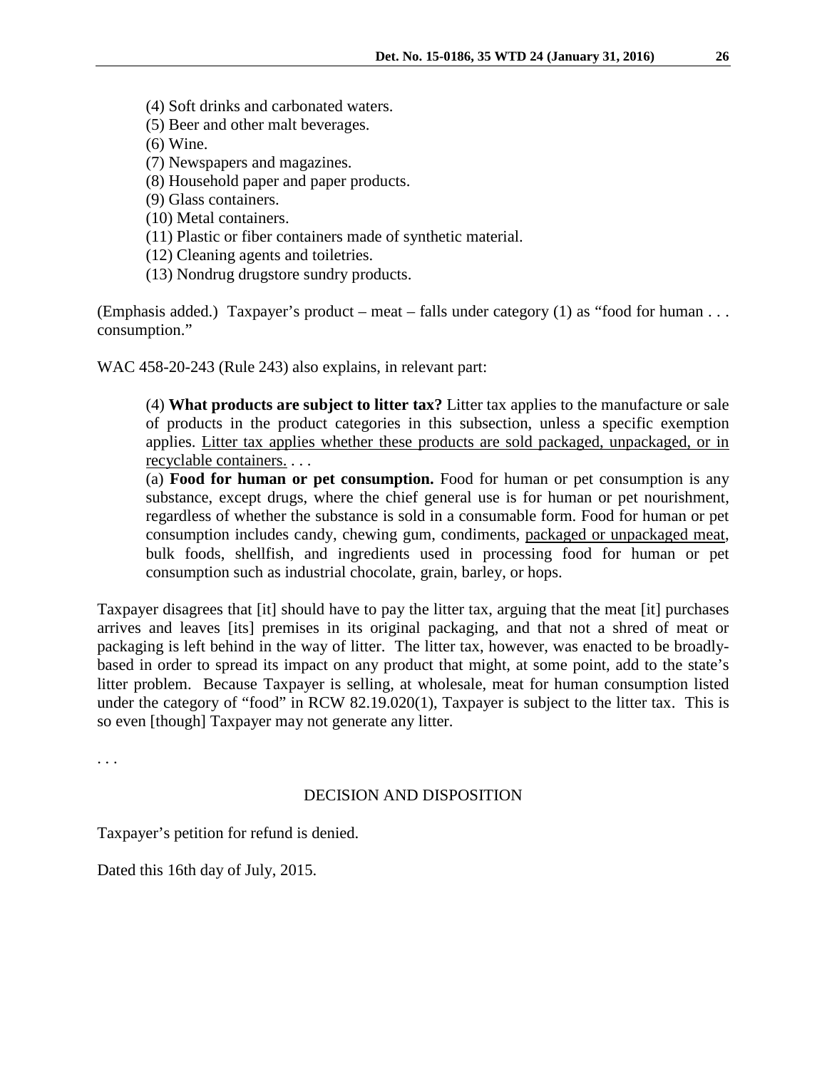(4) Soft drinks and carbonated waters.
(5) Beer and other malt beverages.
(6) Wine.
(7) Newspapers and magazines.
(8) Household paper and paper products.
(9) Glass containers.
(10) Metal containers.
(11) Plastic or fiber containers made of synthetic material.
(12) Cleaning agents and toiletries.
(13) Nondrug drugstore sundry products.

(Emphasis added.) Taxpayer's product – meat – falls under category (1) as "food for human . . . consumption."

WAC 458-20-243 (Rule 243) also explains, in relevant part:

> (4) **What products are subject to litter tax?** Litter tax applies to the manufacture or sale of products in the product categories in this subsection, unless a specific exemption applies. <u>Litter tax applies whether these products are sold packaged, unpackaged, or in recyclable containers.</u> . . .
>
> (a) **Food for human or pet consumption.** Food for human or pet consumption is any substance, except drugs, where the chief general use is for human or pet nourishment, regardless of whether the substance is sold in a consumable form. Food for human or pet consumption includes candy, chewing gum, condiments, <u>packaged or unpackaged meat</u>, bulk foods, shellfish, and ingredients used in processing food for human or pet consumption such as industrial chocolate, grain, barley, or hops.

Taxpayer disagrees that [it] should have to pay the litter tax, arguing that the meat [it] purchases arrives and leaves [its] premises in its original packaging, and that not a shred of meat or packaging is left behind in the way of litter. The litter tax, however, was enacted to be broadly-based in order to spread its impact on any product that might, at some point, add to the state's litter problem. Because Taxpayer is selling, at wholesale, meat for human consumption listed under the category of "food" in RCW 82.19.020(1), Taxpayer is subject to the litter tax. This is so even [though] Taxpayer may not generate any litter.

. . .

## DECISION AND DISPOSITION

Taxpayer's petition for refund is denied.

Dated this 16th day of July, 2015.